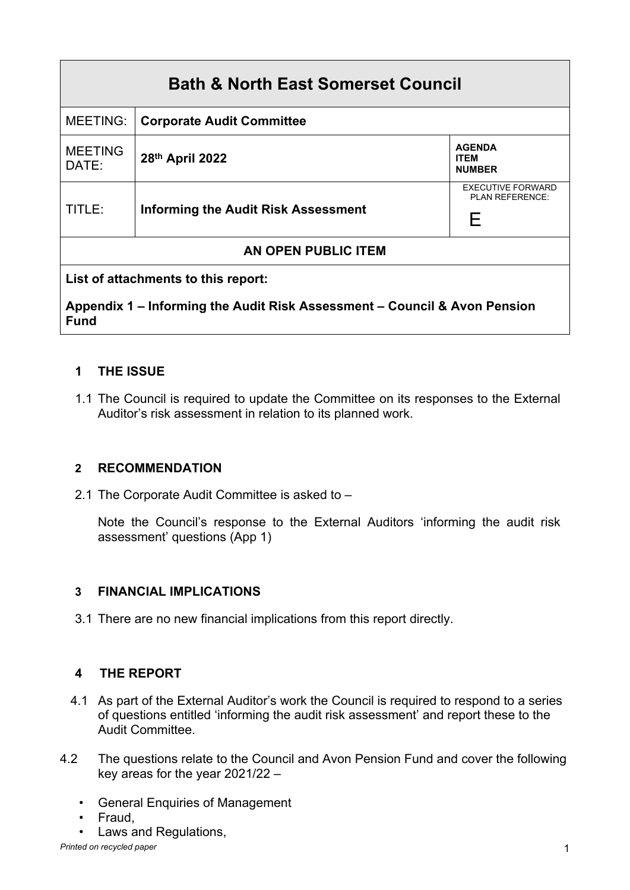| Bath & North East Somerset Council | | |
|---|---|---|
| MEETING: | **Corporate Audit Committee** | |
| MEETING DATE: | **28th April 2022** | **AGENDA ITEM NUMBER** |
| TITLE: | **Informing the Audit Risk Assessment** | EXECUTIVE FORWARD PLAN REFERENCE: E |
| **AN OPEN PUBLIC ITEM** | | |
| **List of attachments to this report:** **Appendix 1 – Informing the Audit Risk Assessment – Council & Avon Pension Fund** | | |

## 1 THE ISSUE

1.1 The Council is required to update the Committee on its responses to the External Auditor's risk assessment in relation to its planned work.

## 2 RECOMMENDATION

2.1 The Corporate Audit Committee is asked to –

Note the Council's response to the External Auditors 'informing the audit risk assessment' questions (App 1)

## 3 FINANCIAL IMPLICATIONS

3.1 There are no new financial implications from this report directly.

## 4 THE REPORT

4.1 As part of the External Auditor's work the Council is required to respond to a series of questions entitled 'informing the audit risk assessment' and report these to the Audit Committee.

4.2 The questions relate to the Council and Avon Pension Fund and cover the following key areas for the year 2021/22 –

- General Enquiries of Management
- Fraud,
- Laws and Regulations,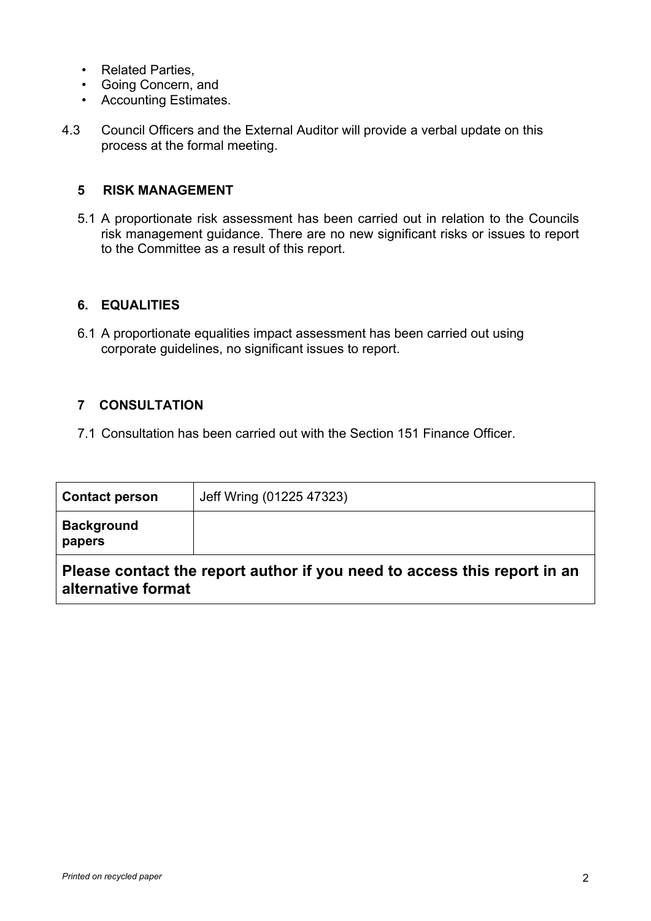- Related Parties,
- Going Concern, and
- Accounting Estimates.

4.3 Council Officers and the External Auditor will provide a verbal update on this process at the formal meeting.

## 5 RISK MANAGEMENT

5.1 A proportionate risk assessment has been carried out in relation to the Councils risk management guidance. There are no new significant risks or issues to report to the Committee as a result of this report.

## 6. EQUALITIES

6.1 A proportionate equalities impact assessment has been carried out using corporate guidelines, no significant issues to report.

## 7 CONSULTATION

7.1 Consultation has been carried out with the Section 151 Finance Officer.

| | |
|---|---|
| **Contact person** | Jeff Wring (01225 47323) |
| **Background papers** | |
| **Please contact the report author if you need to access this report in an alternative format** | |

*Printed on recycled paper*